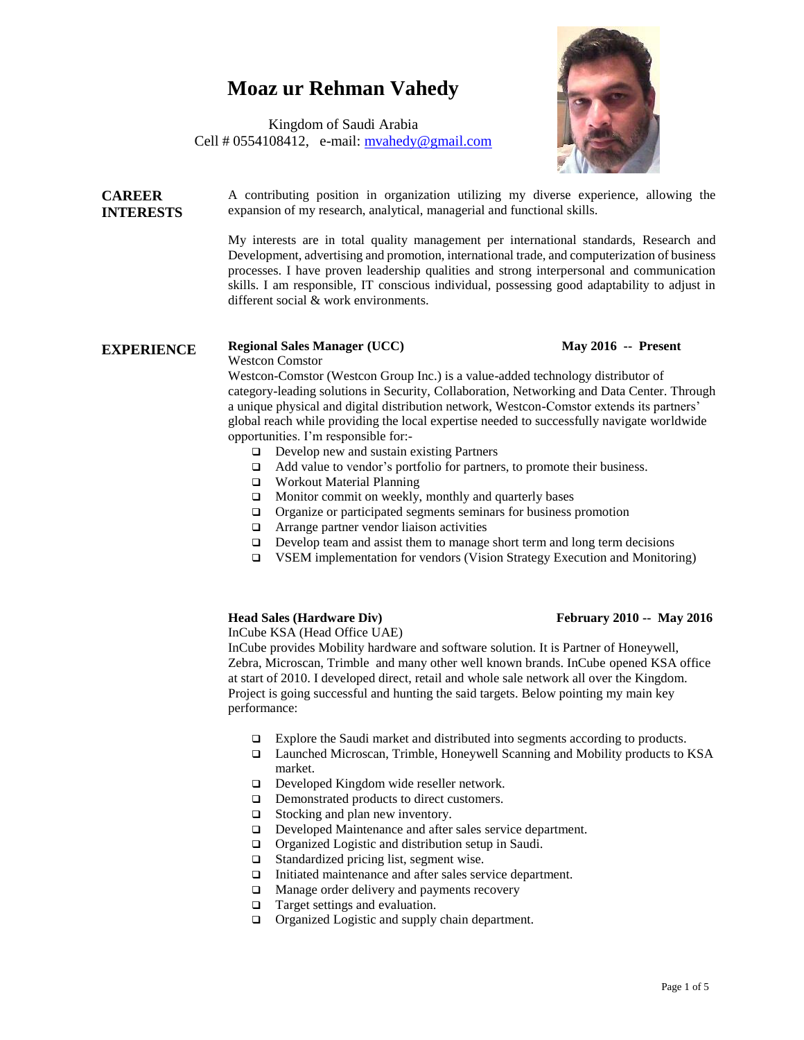# Moaz ur Rehman Vahedy

Kingdom of Saudi Arabia
Cell # 0554108412, e-mail: mvahedy@gmail.com

## CAREER INTERESTS

A contributing position in organization utilizing my diverse experience, allowing the expansion of my research, analytical, managerial and functional skills.

My interests are in total quality management per international standards, Research and Development, advertising and promotion, international trade, and computerization of business processes. I have proven leadership qualities and strong interpersonal and communication skills. I am responsible, IT conscious individual, possessing good adaptability to adjust in different social & work environments.

## EXPERIENCE

**Regional Sales Manager (UCC)** **May 2016 -- Present**
Westcon Comstor
Westcon-Comstor (Westcon Group Inc.) is a value-added technology distributor of category-leading solutions in Security, Collaboration, Networking and Data Center. Through a unique physical and digital distribution network, Westcon-Comstor extends its partners' global reach while providing the local expertise needed to successfully navigate worldwide opportunities. I'm responsible for:-

- Develop new and sustain existing Partners
- Add value to vendor's portfolio for partners, to promote their business.
- Workout Material Planning
- Monitor commit on weekly, monthly and quarterly bases
- Organize or participated segments seminars for business promotion
- Arrange partner vendor liaison activities
- Develop team and assist them to manage short term and long term decisions
- VSEM implementation for vendors (Vision Strategy Execution and Monitoring)

**Head Sales (Hardware Div)** **February 2010 -- May 2016**
InCube KSA (Head Office UAE)
InCube provides Mobility hardware and software solution. It is Partner of Honeywell, Zebra, Microscan, Trimble and many other well known brands. InCube opened KSA office at start of 2010. I developed direct, retail and whole sale network all over the Kingdom. Project is going successful and hunting the said targets. Below pointing my main key performance:

- Explore the Saudi market and distributed into segments according to products.
- Launched Microscan, Trimble, Honeywell Scanning and Mobility products to KSA market.
- Developed Kingdom wide reseller network.
- Demonstrated products to direct customers.
- Stocking and plan new inventory.
- Developed Maintenance and after sales service department.
- Organized Logistic and distribution setup in Saudi.
- Standardized pricing list, segment wise.
- Initiated maintenance and after sales service department.
- Manage order delivery and payments recovery
- Target settings and evaluation.
- Organized Logistic and supply chain department.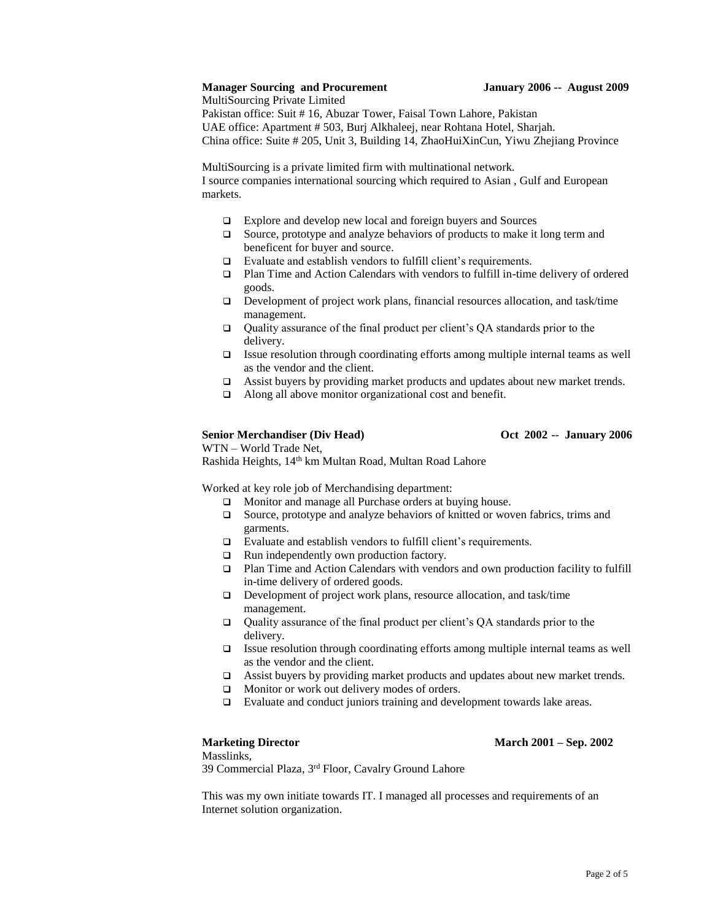**Manager Sourcing and Procurement** **January 2006 -- August 2009**

MultiSourcing Private Limited
Pakistan office: Suit # 16, Abuzar Tower, Faisal Town Lahore, Pakistan
UAE office: Apartment # 503, Burj Alkhaleej, near Rohtana Hotel, Sharjah.
China office: Suite # 205, Unit 3, Building 14, ZhaoHuiXinCun, Yiwu Zhejiang Province

MultiSourcing is a private limited firm with multinational network.
I source companies international sourcing which required to Asian , Gulf and European markets.

- Explore and develop new local and foreign buyers and Sources
- Source, prototype and analyze behaviors of products to make it long term and beneficent for buyer and source.
- Evaluate and establish vendors to fulfill client's requirements.
- Plan Time and Action Calendars with vendors to fulfill in-time delivery of ordered goods.
- Development of project work plans, financial resources allocation, and task/time management.
- Quality assurance of the final product per client's QA standards prior to the delivery.
- Issue resolution through coordinating efforts among multiple internal teams as well as the vendor and the client.
- Assist buyers by providing market products and updates about new market trends.
- Along all above monitor organizational cost and benefit.

**Senior Merchandiser (Div Head)** **Oct 2002 -- January 2006**

WTN – World Trade Net,
Rashida Heights, 14th km Multan Road, Multan Road Lahore

Worked at key role job of Merchandising department:

- Monitor and manage all Purchase orders at buying house.
- Source, prototype and analyze behaviors of knitted or woven fabrics, trims and garments.
- Evaluate and establish vendors to fulfill client's requirements.
- Run independently own production factory.
- Plan Time and Action Calendars with vendors and own production facility to fulfill in-time delivery of ordered goods.
- Development of project work plans, resource allocation, and task/time management.
- Quality assurance of the final product per client's QA standards prior to the delivery.
- Issue resolution through coordinating efforts among multiple internal teams as well as the vendor and the client.
- Assist buyers by providing market products and updates about new market trends.
- Monitor or work out delivery modes of orders.
- Evaluate and conduct juniors training and development towards lake areas.

**Marketing Director** **March 2001 – Sep. 2002**

Masslinks,
39 Commercial Plaza, 3rd Floor, Cavalry Ground Lahore

This was my own initiate towards IT. I managed all processes and requirements of an Internet solution organization.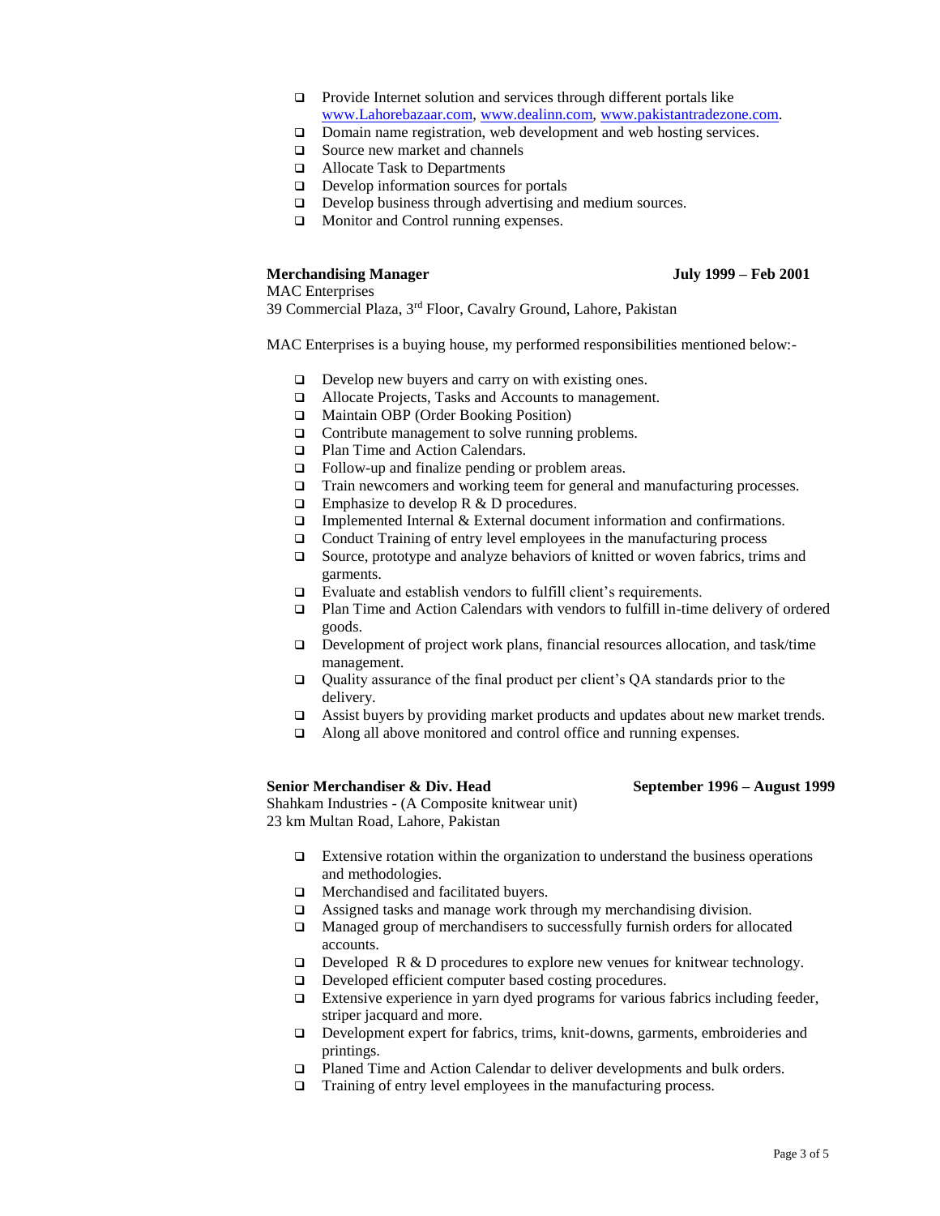- Provide Internet solution and services through different portals like www.Lahorebazaar.com, www.dealinn.com, www.pakistantradezone.com.
- Domain name registration, web development and web hosting services.
- Source new market and channels
- Allocate Task to Departments
- Develop information sources for portals
- Develop business through advertising and medium sources.
- Monitor and Control running expenses.

**Merchandising Manager** **July 1999 – Feb 2001**

MAC Enterprises
39 Commercial Plaza, 3rd Floor, Cavalry Ground, Lahore, Pakistan

MAC Enterprises is a buying house, my performed responsibilities mentioned below:-

- Develop new buyers and carry on with existing ones.
- Allocate Projects, Tasks and Accounts to management.
- Maintain OBP (Order Booking Position)
- Contribute management to solve running problems.
- Plan Time and Action Calendars.
- Follow-up and finalize pending or problem areas.
- Train newcomers and working teem for general and manufacturing processes.
- Emphasize to develop R & D procedures.
- Implemented Internal & External document information and confirmations.
- Conduct Training of entry level employees in the manufacturing process
- Source, prototype and analyze behaviors of knitted or woven fabrics, trims and garments.
- Evaluate and establish vendors to fulfill client's requirements.
- Plan Time and Action Calendars with vendors to fulfill in-time delivery of ordered goods.
- Development of project work plans, financial resources allocation, and task/time management.
- Quality assurance of the final product per client's QA standards prior to the delivery.
- Assist buyers by providing market products and updates about new market trends.
- Along all above monitored and control office and running expenses.

**Senior Merchandiser & Div. Head** **September 1996 – August 1999**

Shahkam Industries - (A Composite knitwear unit)
23 km Multan Road, Lahore, Pakistan

- Extensive rotation within the organization to understand the business operations and methodologies.
- Merchandised and facilitated buyers.
- Assigned tasks and manage work through my merchandising division.
- Managed group of merchandisers to successfully furnish orders for allocated accounts.
- Developed R & D procedures to explore new venues for knitwear technology.
- Developed efficient computer based costing procedures.
- Extensive experience in yarn dyed programs for various fabrics including feeder, striper jacquard and more.
- Development expert for fabrics, trims, knit-downs, garments, embroideries and printings.
- Planed Time and Action Calendar to deliver developments and bulk orders.
- Training of entry level employees in the manufacturing process.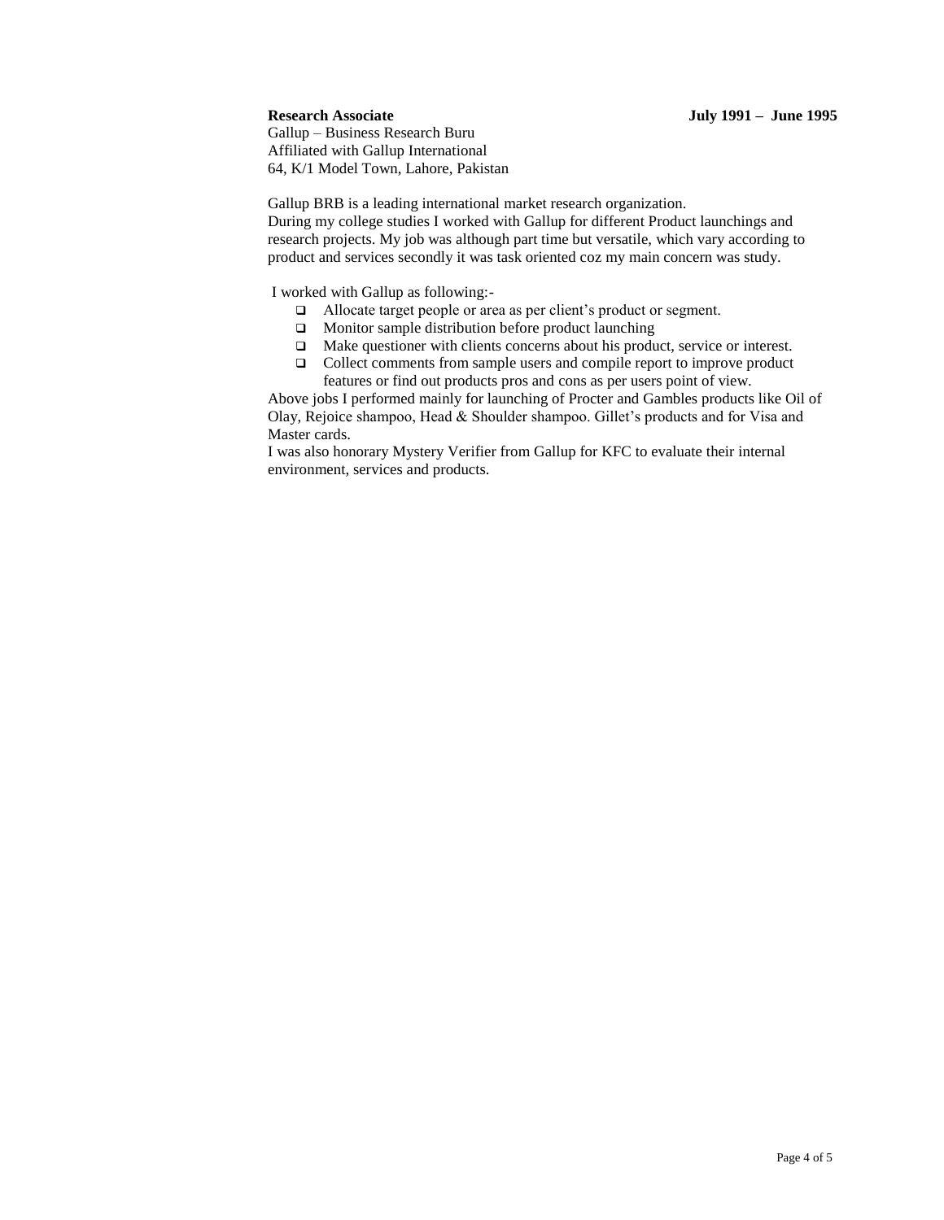**Research Associate** **July 1991 – June 1995**

Gallup – Business Research Buru
Affiliated with Gallup International
64, K/1 Model Town, Lahore, Pakistan

Gallup BRB is a leading international market research organization.
During my college studies I worked with Gallup for different Product launchings and research projects. My job was although part time but versatile, which vary according to product and services secondly it was task oriented coz my main concern was study.

I worked with Gallup as following:-

- Allocate target people or area as per client's product or segment.
- Monitor sample distribution before product launching
- Make questioner with clients concerns about his product, service or interest.
- Collect comments from sample users and compile report to improve product features or find out products pros and cons as per users point of view.

Above jobs I performed mainly for launching of Procter and Gambles products like Oil of Olay, Rejoice shampoo, Head & Shoulder shampoo. Gillet's products and for Visa and Master cards.
I was also honorary Mystery Verifier from Gallup for KFC to evaluate their internal environment, services and products.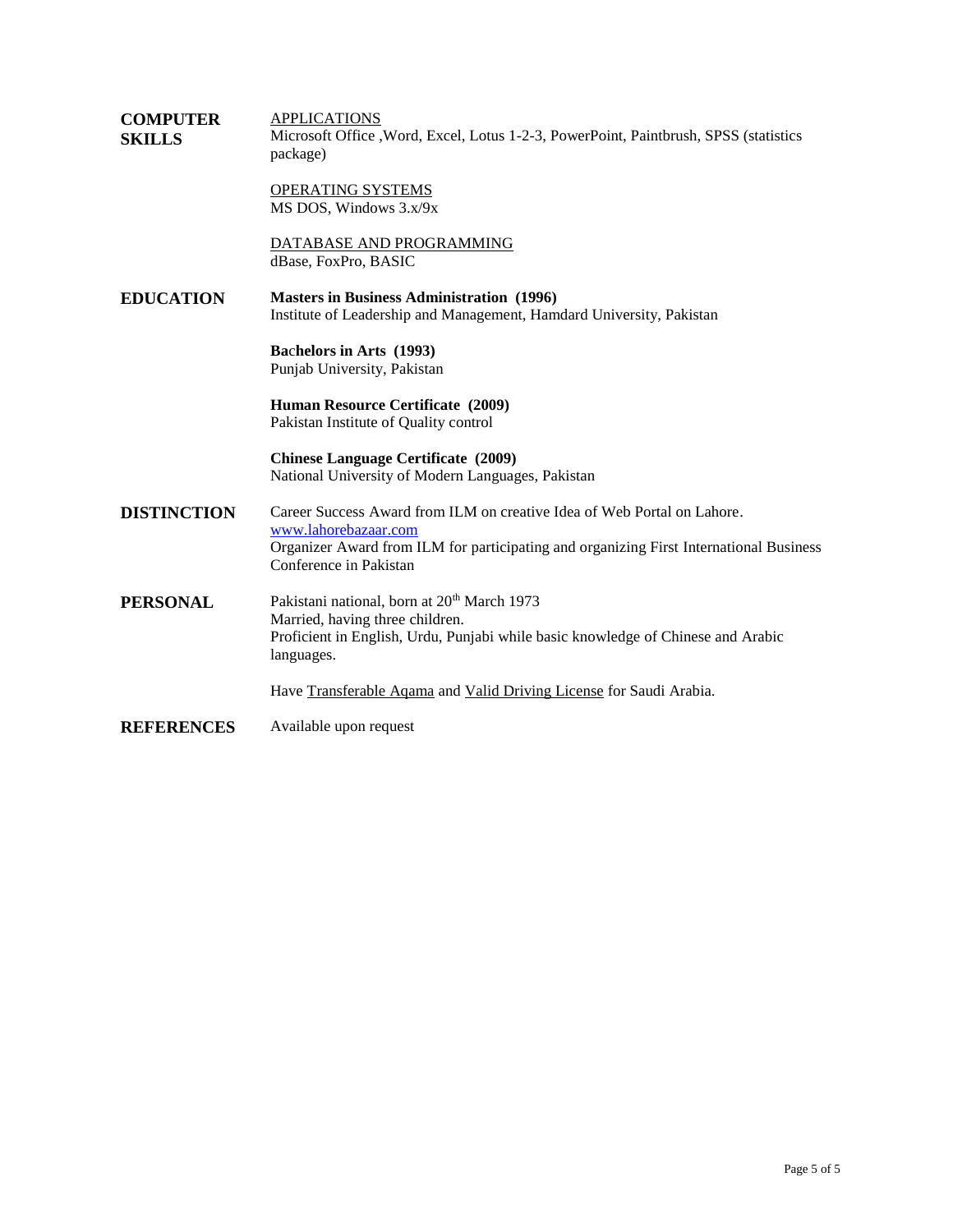## COMPUTER SKILLS

APPLICATIONS
Microsoft Office ,Word, Excel, Lotus 1-2-3, PowerPoint, Paintbrush, SPSS (statistics package)

OPERATING SYSTEMS
MS DOS, Windows 3.x/9x

DATABASE AND PROGRAMMING
dBase, FoxPro, BASIC

## EDUCATION

**Masters in Business Administration (1996)**
Institute of Leadership and Management, Hamdard University, Pakistan

**Bachelors in Arts (1993)**
Punjab University, Pakistan

**Human Resource Certificate (2009)**
Pakistan Institute of Quality control

**Chinese Language Certificate (2009)**
National University of Modern Languages, Pakistan

## DISTINCTION

Career Success Award from ILM on creative Idea of Web Portal on Lahore.
www.lahorebazaar.com
Organizer Award from ILM for participating and organizing First International Business Conference in Pakistan

## PERSONAL

Pakistani national, born at 20th March 1973
Married, having three children.
Proficient in English, Urdu, Punjabi while basic knowledge of Chinese and Arabic languages.

Have Transferable Aqama and Valid Driving License for Saudi Arabia.

## REFERENCES

Available upon request